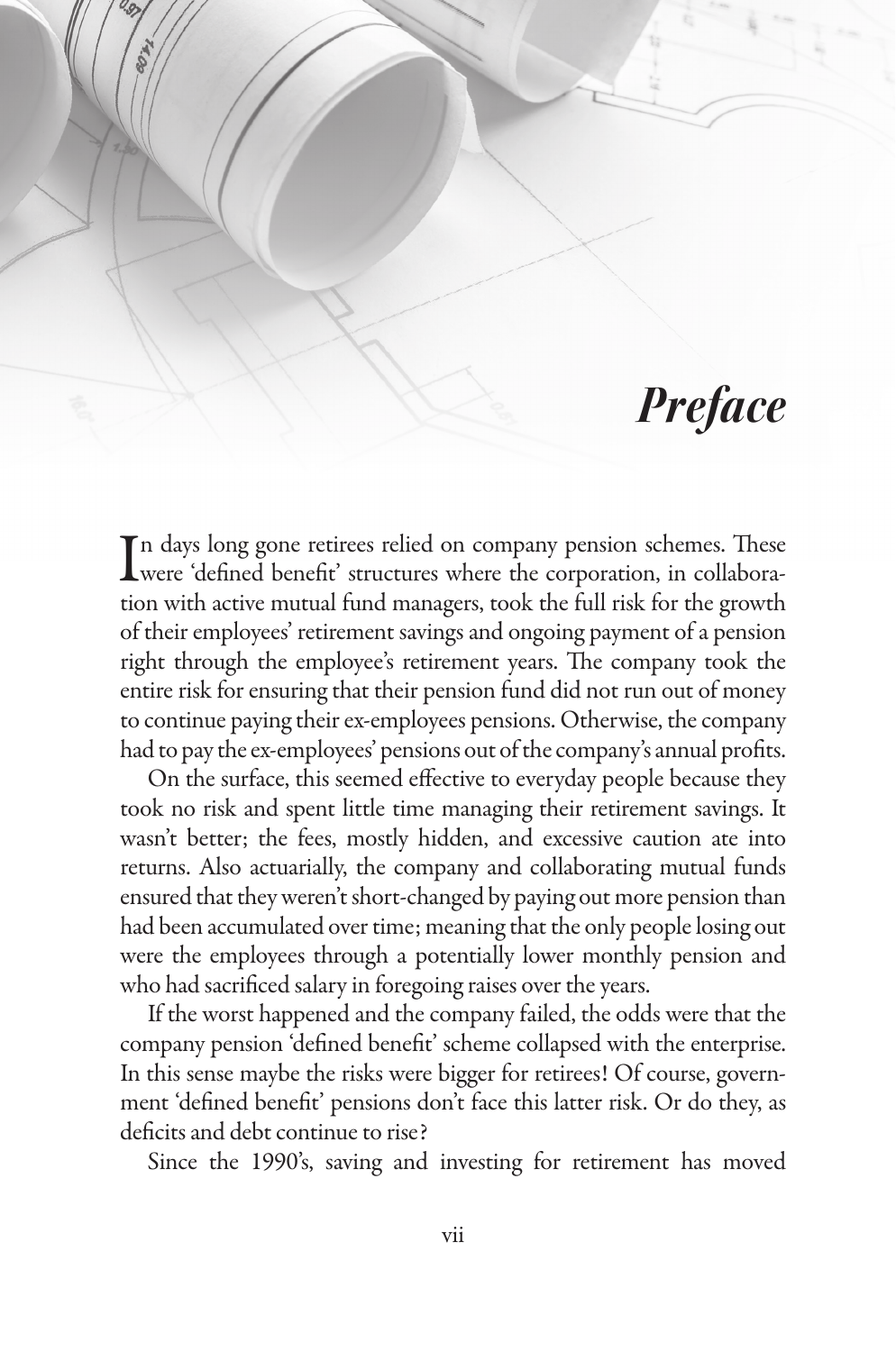# *Preface*

In days long gone retirees relied on company pension schemes. These were 'defined benefit' structures where the corporation, in collaboration with active mutual fund managers, took the full risk for the growth of their employees' retirement savings and ongoing payment of a pension right through the employee's retirement years. The company took the entire risk for ensuring that their pension fund did not run out of money to continue paying their ex-employees pensions. Otherwise, the company had to pay the ex-employees' pensions out of the company's annual profits.

On the surface, this seemed effective to everyday people because they took no risk and spent little time managing their retirement savings. It wasn't better; the fees, mostly hidden, and excessive caution ate into returns. Also actuarially, the company and collaborating mutual funds ensured that they weren't short-changed by paying out more pension than had been accumulated over time; meaning that the only people losing out were the employees through a potentially lower monthly pension and who had sacrificed salary in foregoing raises over the years.

If the worst happened and the company failed, the odds were that the company pension 'defined benefit' scheme collapsed with the enterprise. In this sense maybe the risks were bigger for retirees! Of course, government 'defined benefit' pensions don't face this latter risk. Or do they, as deficits and debt continue to rise?

Since the 1990's, saving and investing for retirement has moved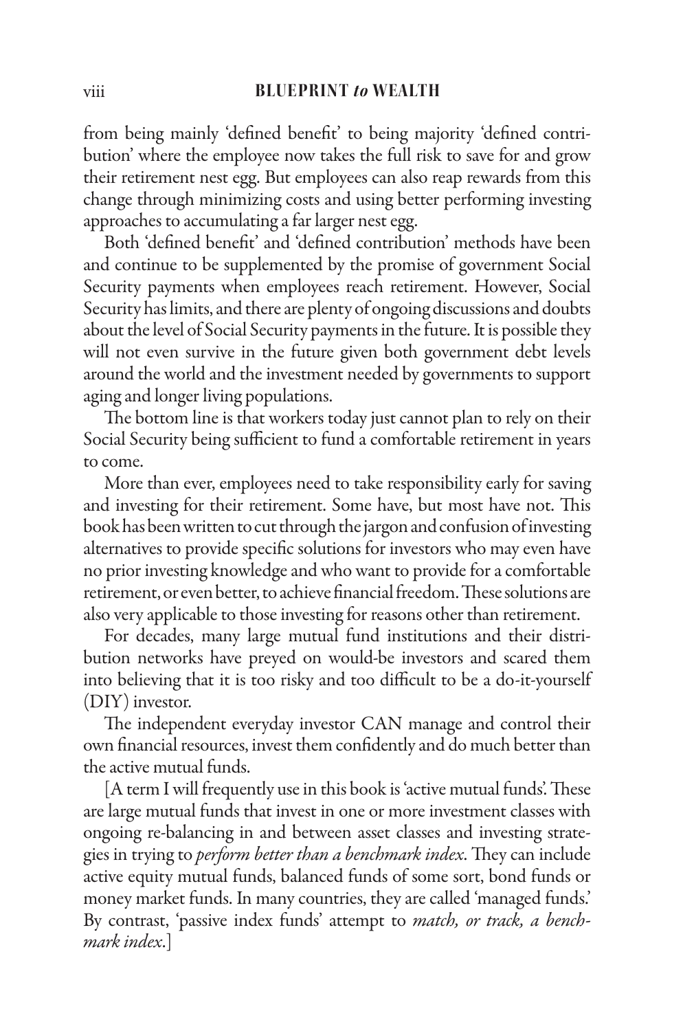from being mainly 'defined benefit' to being majority 'defined contribution' where the employee now takes the full risk to save for and grow their retirement nest egg. But employees can also reap rewards from this change through minimizing costs and using better performing investing approaches to accumulating a far larger nest egg.

Both 'defined benefit' and 'defined contribution' methods have been and continue to be supplemented by the promise of government Social Security payments when employees reach retirement. However, Social Security has limits, and there are plenty of ongoing discussions and doubts about the level of Social Security payments in the future. It is possible they will not even survive in the future given both government debt levels around the world and the investment needed by governments to support aging and longer living populations.

The bottom line is that workers today just cannot plan to rely on their Social Security being sufficient to fund a comfortable retirement in years to come.

More than ever, employees need to take responsibility early for saving and investing for their retirement. Some have, but most have not. This book has been written to cut through the jargon and confusion of investing alternatives to provide specific solutions for investors who may even have no prior investing knowledge and who want to provide for a comfortable retirement, or even better, to achieve financial freedom. These solutions are also very applicable to those investing for reasons other than retirement.

For decades, many large mutual fund institutions and their distribution networks have preyed on would-be investors and scared them into believing that it is too risky and too difficult to be a do-it-yourself (DIY) investor.

The independent everyday investor CAN manage and control their own financial resources, invest them confidently and do much better than the active mutual funds.

[A term I will frequently use in this book is 'active mutual funds'. These are large mutual funds that invest in one or more investment classes with ongoing re-balancing in and between asset classes and investing strategies in trying to *perform better than a benchmark index*. They can include active equity mutual funds, balanced funds of some sort, bond funds or money market funds. In many countries, they are called 'managed funds.' By contrast, 'passive index funds' attempt to *match, or track, a benchmark index*.]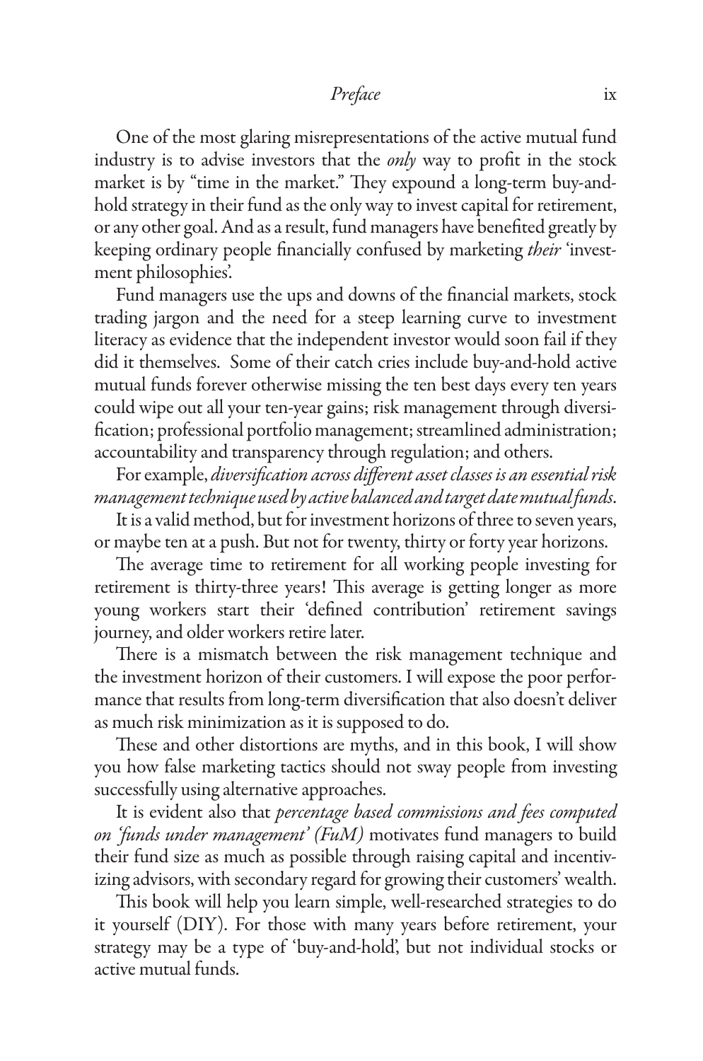One of the most glaring misrepresentations of the active mutual fund industry is to advise investors that the *only* way to profit in the stock market is by "time in the market." They expound a long-term buy-and-hold strategy in their fund as the only way to invest capital for retirement, or any other goal. And as a result, fund managers have benefited greatly by keeping ordinary people financially confused by marketing *their* 'investment philosophies'.

Fund managers use the ups and downs of the financial markets, stock trading jargon and the need for a steep learning curve to investment literacy as evidence that the independent investor would soon fail if they did it themselves. Some of their catch cries include buy-and-hold active mutual funds forever otherwise missing the ten best days every ten years could wipe out all your ten-year gains; risk management through diversification; professional portfolio management; streamlined administration; accountability and transparency through regulation; and others.

For example, *diversification across different asset classes is an essential risk management technique used by active balanced and target date mutual funds*.

It is a valid method, but for investment horizons of three to seven years, or maybe ten at a push. But not for twenty, thirty or forty year horizons.

The average time to retirement for all working people investing for retirement is thirty-three years! This average is getting longer as more young workers start their 'defined contribution' retirement savings journey, and older workers retire later.

There is a mismatch between the risk management technique and the investment horizon of their customers. I will expose the poor performance that results from long-term diversification that also doesn't deliver as much risk minimization as it is supposed to do.

These and other distortions are myths, and in this book, I will show you how false marketing tactics should not sway people from investing successfully using alternative approaches.

It is evident also that *percentage based commissions and fees computed on 'funds under management' (FuM)* motivates fund managers to build their fund size as much as possible through raising capital and incentivizing advisors, with secondary regard for growing their customers' wealth.

This book will help you learn simple, well-researched strategies to do it yourself (DIY). For those with many years before retirement, your strategy may be a type of 'buy-and-hold', but not individual stocks or active mutual funds.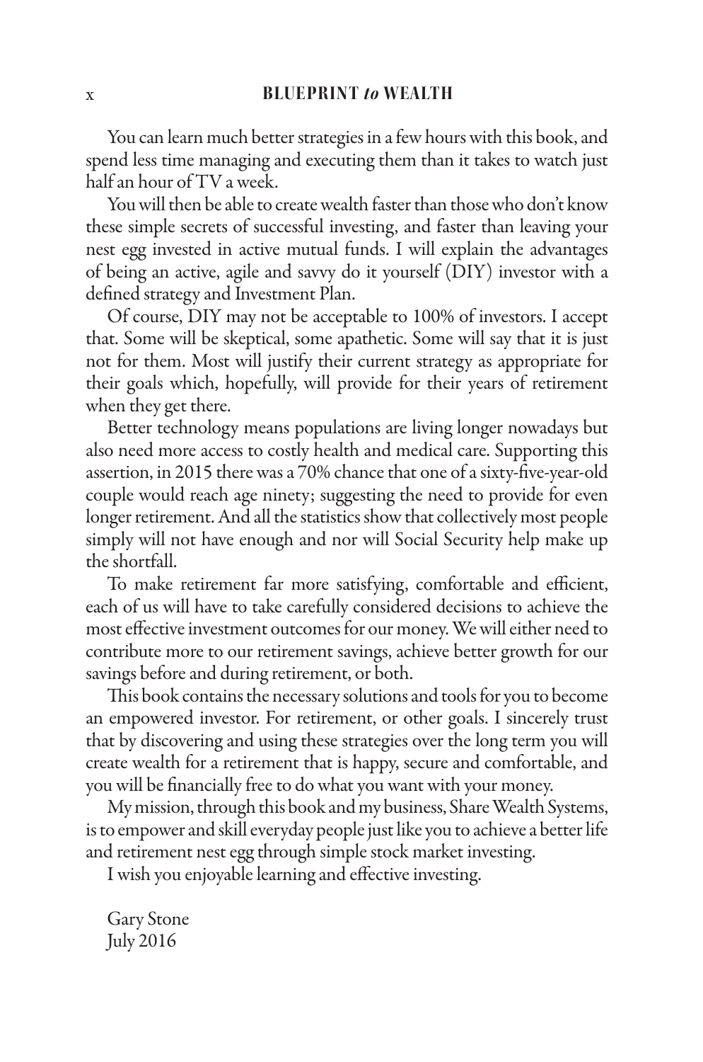You can learn much better strategies in a few hours with this book, and spend less time managing and executing them than it takes to watch just half an hour of TV a week.

You will then be able to create wealth faster than those who don't know these simple secrets of successful investing, and faster than leaving your nest egg invested in active mutual funds. I will explain the advantages of being an active, agile and savvy do it yourself (DIY) investor with a defined strategy and Investment Plan.

Of course, DIY may not be acceptable to 100% of investors. I accept that. Some will be skeptical, some apathetic. Some will say that it is just not for them. Most will justify their current strategy as appropriate for their goals which, hopefully, will provide for their years of retirement when they get there.

Better technology means populations are living longer nowadays but also need more access to costly health and medical care. Supporting this assertion, in 2015 there was a 70% chance that one of a sixty-five-year-old couple would reach age ninety; suggesting the need to provide for even longer retirement. And all the statistics show that collectively most people simply will not have enough and nor will Social Security help make up the shortfall.

To make retirement far more satisfying, comfortable and efficient, each of us will have to take carefully considered decisions to achieve the most effective investment outcomes for our money. We will either need to contribute more to our retirement savings, achieve better growth for our savings before and during retirement, or both.

This book contains the necessary solutions and tools for you to become an empowered investor. For retirement, or other goals. I sincerely trust that by discovering and using these strategies over the long term you will create wealth for a retirement that is happy, secure and comfortable, and you will be financially free to do what you want with your money.

My mission, through this book and my business, Share Wealth Systems, is to empower and skill everyday people just like you to achieve a better life and retirement nest egg through simple stock market investing.

I wish you enjoyable learning and effective investing.

Gary Stone
July 2016